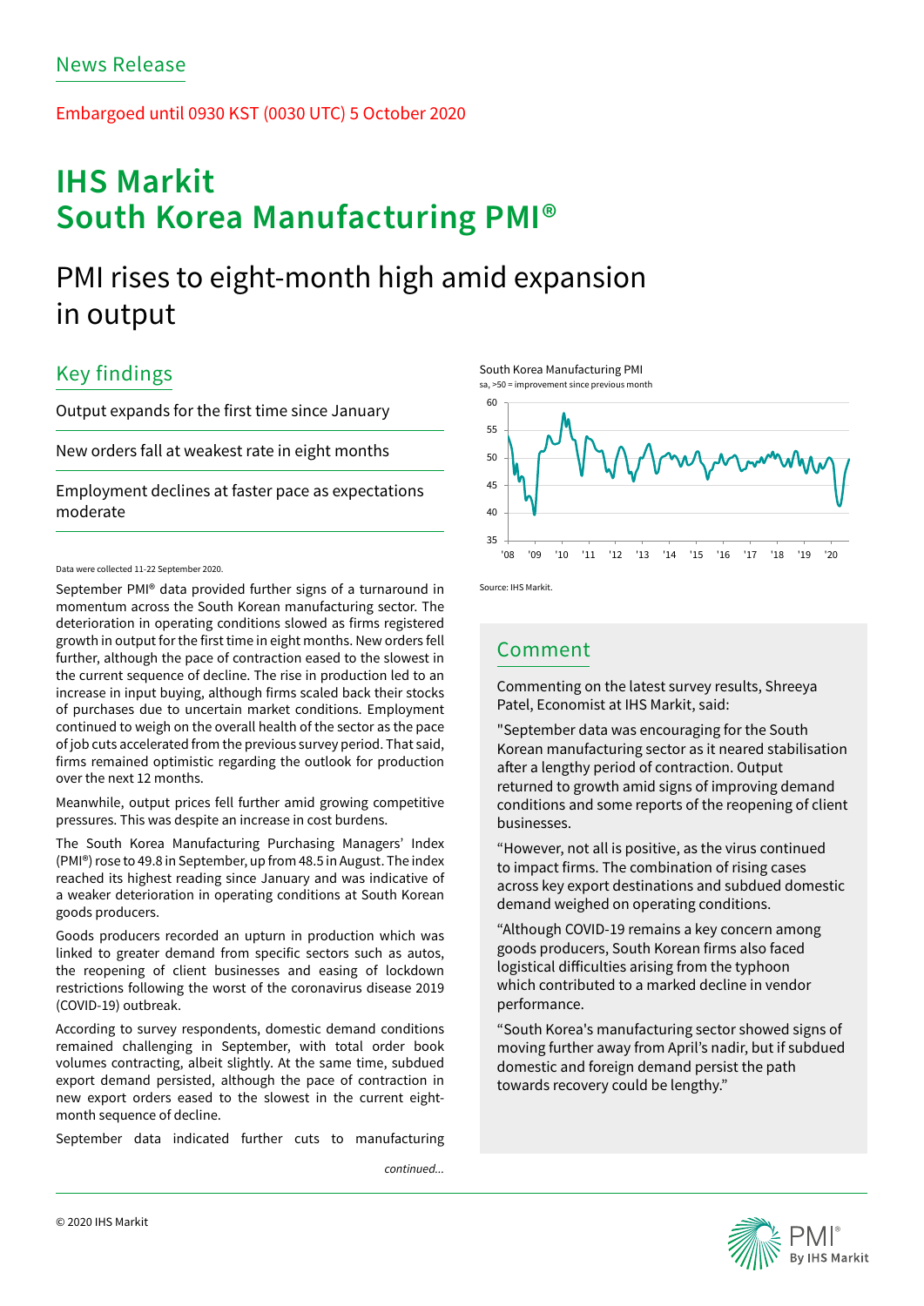News Release

Embargoed until 0930 KST (0030 UTC) 5 October 2020

# IHS Markit South Korea Manufacturing PMI®

## PMI rises to eight-month high amid expansion in output

### Key findings

Output expands for the first time since January

New orders fall at weakest rate in eight months

Employment declines at faster pace as expectations moderate

Data were collected 11-22 September 2020.

September PMI® data provided further signs of a turnaround in momentum across the South Korean manufacturing sector. The deterioration in operating conditions slowed as firms registered growth in output for the first time in eight months. New orders fell further, although the pace of contraction eased to the slowest in the current sequence of decline. The rise in production led to an increase in input buying, although firms scaled back their stocks of purchases due to uncertain market conditions. Employment continued to weigh on the overall health of the sector as the pace of job cuts accelerated from the previous survey period. That said, firms remained optimistic regarding the outlook for production over the next 12 months.

Meanwhile, output prices fell further amid growing competitive pressures. This was despite an increase in cost burdens.

The South Korea Manufacturing Purchasing Managers' Index (PMI®) rose to 49.8 in September, up from 48.5 in August. The index reached its highest reading since January and was indicative of a weaker deterioration in operating conditions at South Korean goods producers.

Goods producers recorded an upturn in production which was linked to greater demand from specific sectors such as autos, the reopening of client businesses and easing of lockdown restrictions following the worst of the coronavirus disease 2019 (COVID-19) outbreak.

According to survey respondents, domestic demand conditions remained challenging in September, with total order book volumes contracting, albeit slightly. At the same time, subdued export demand persisted, although the pace of contraction in new export orders eased to the slowest in the current eight-month sequence of decline.

September data indicated further cuts to manufacturing

*continued...*

South Korea Manufacturing PMI

sa, >50 = improvement since previous month

Source: IHS Markit.

### Comment

Commenting on the latest survey results, Shreeya Patel, Economist at IHS Markit, said:

"September data was encouraging for the South Korean manufacturing sector as it neared stabilisation after a lengthy period of contraction. Output returned to growth amid signs of improving demand conditions and some reports of the reopening of client businesses.

"However, not all is positive, as the virus continued to impact firms. The combination of rising cases across key export destinations and subdued domestic demand weighed on operating conditions.

"Although COVID-19 remains a key concern among goods producers, South Korean firms also faced logistical difficulties arising from the typhoon which contributed to a marked decline in vendor performance.

"South Korea's manufacturing sector showed signs of moving further away from April's nadir, but if subdued domestic and foreign demand persist the path towards recovery could be lengthy."

© 2020 IHS Markit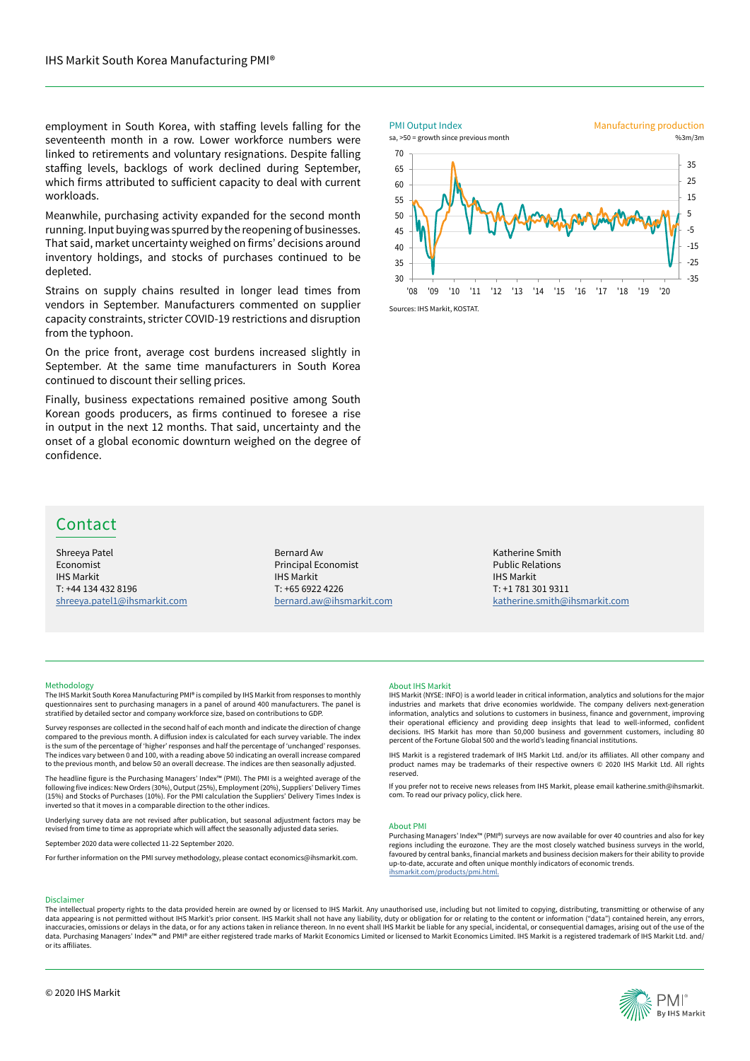employment in South Korea, with staffing levels falling for the seventeenth month in a row. Lower workforce numbers were linked to retirements and voluntary resignations. Despite falling staffing levels, backlogs of work declined during September, which firms attributed to sufficient capacity to deal with current workloads.

Meanwhile, purchasing activity expanded for the second month running. Input buying was spurred by the reopening of businesses. That said, market uncertainty weighed on firms' decisions around inventory holdings, and stocks of purchases continued to be depleted.

Strains on supply chains resulted in longer lead times from vendors in September. Manufacturers commented on supplier capacity constraints, stricter COVID-19 restrictions and disruption from the typhoon.

On the price front, average cost burdens increased slightly in September. At the same time manufacturers in South Korea continued to discount their selling prices.

Finally, business expectations remained positive among South Korean goods producers, as firms continued to foresee a rise in output in the next 12 months. That said, uncertainty and the onset of a global economic downturn weighed on the degree of confidence.

PMI Output Index
sa, >50 = growth since previous month

Manufacturing production
%3m/3m

70
65
60
55
50
45
40
35
30

35
25
15
5
-5
-15
-25
-35

'08 '09 '10 '11 '12 '13 '14 '15 '16 '17 '18 '19 '20

Sources: IHS Markit, KOSTAT.

## Contact

Shreeya Patel
Economist
IHS Markit
T: +44 134 432 8196
shreeya.patel1@ihsmarkit.com

Bernard Aw
Principal Economist
IHS Markit
T: +65 6922 4226
bernard.aw@ihsmarkit.com

Katherine Smith
Public Relations
IHS Markit
T: +1 781 301 9311
katherine.smith@ihsmarkit.com

### Methodology

The IHS Markit South Korea Manufacturing PMI® is compiled by IHS Markit from responses to monthly questionnaires sent to purchasing managers in a panel of around 400 manufacturers. The panel is stratified by detailed sector and company workforce size, based on contributions to GDP.

Survey responses are collected in the second half of each month and indicate the direction of change compared to the previous month. A diffusion index is calculated for each survey variable. The index is the sum of the percentage of 'higher' responses and half the percentage of 'unchanged' responses. The indices vary between 0 and 100, with a reading above 50 indicating an overall increase compared to the previous month, and below 50 an overall decrease. The indices are then seasonally adjusted.

The headline figure is the Purchasing Managers' Index™ (PMI). The PMI is a weighted average of the following five indices: New Orders (30%), Output (25%), Employment (20%), Suppliers' Delivery Times (15%) and Stocks of Purchases (10%). For the PMI calculation the Suppliers' Delivery Times Index is inverted so that it moves in a comparable direction to the other indices.

Underlying survey data are not revised after publication, but seasonal adjustment factors may be revised from time to time as appropriate which will affect the seasonally adjusted data series.

September 2020 data were collected 11-22 September 2020.

For further information on the PMI survey methodology, please contact economics@ihsmarkit.com.

### About IHS Markit

IHS Markit (NYSE: INFO) is a world leader in critical information, analytics and solutions for the major industries and markets that drive economies worldwide. The company delivers next-generation information, analytics and solutions to customers in business, finance and government, improving their operational efficiency and providing deep insights that lead to well-informed, confident decisions. IHS Markit has more than 50,000 business and government customers, including 80 percent of the Fortune Global 500 and the world's leading financial institutions.

IHS Markit is a registered trademark of IHS Markit Ltd. and/or its affiliates. All other company and product names may be trademarks of their respective owners © 2020 IHS Markit Ltd. All rights reserved.

If you prefer not to receive news releases from IHS Markit, please email katherine.smith@ihsmarkit.com. To read our privacy policy, click here.

### About PMI

Purchasing Managers' Index™ (PMI®) surveys are now available for over 40 countries and also for key regions including the eurozone. They are the most closely watched business surveys in the world, favoured by central banks, financial markets and business decision makers for their ability to provide up-to-date, accurate and often unique monthly indicators of economic trends.
ihsmarkit.com/products/pmi.html.

### Disclaimer

The intellectual property rights to the data provided herein are owned by or licensed to IHS Markit. Any unauthorised use, including but not limited to copying, distributing, transmitting or otherwise of any data appearing is not permitted without IHS Markit's prior consent. IHS Markit shall not have any liability, duty or obligation for or relating to the content or information ("data") contained herein, any errors, inaccuracies, omissions or delays in the data, or for any actions taken in reliance thereon. In no event shall IHS Markit be liable for any special, incidental, or consequential damages, arising out of the use of the data. Purchasing Managers' Index™ and PMI® are either registered trade marks of Markit Economics Limited or licensed to Markit Economics Limited. IHS Markit is a registered trademark of IHS Markit Ltd. and/or its affiliates.

© 2020 IHS Markit